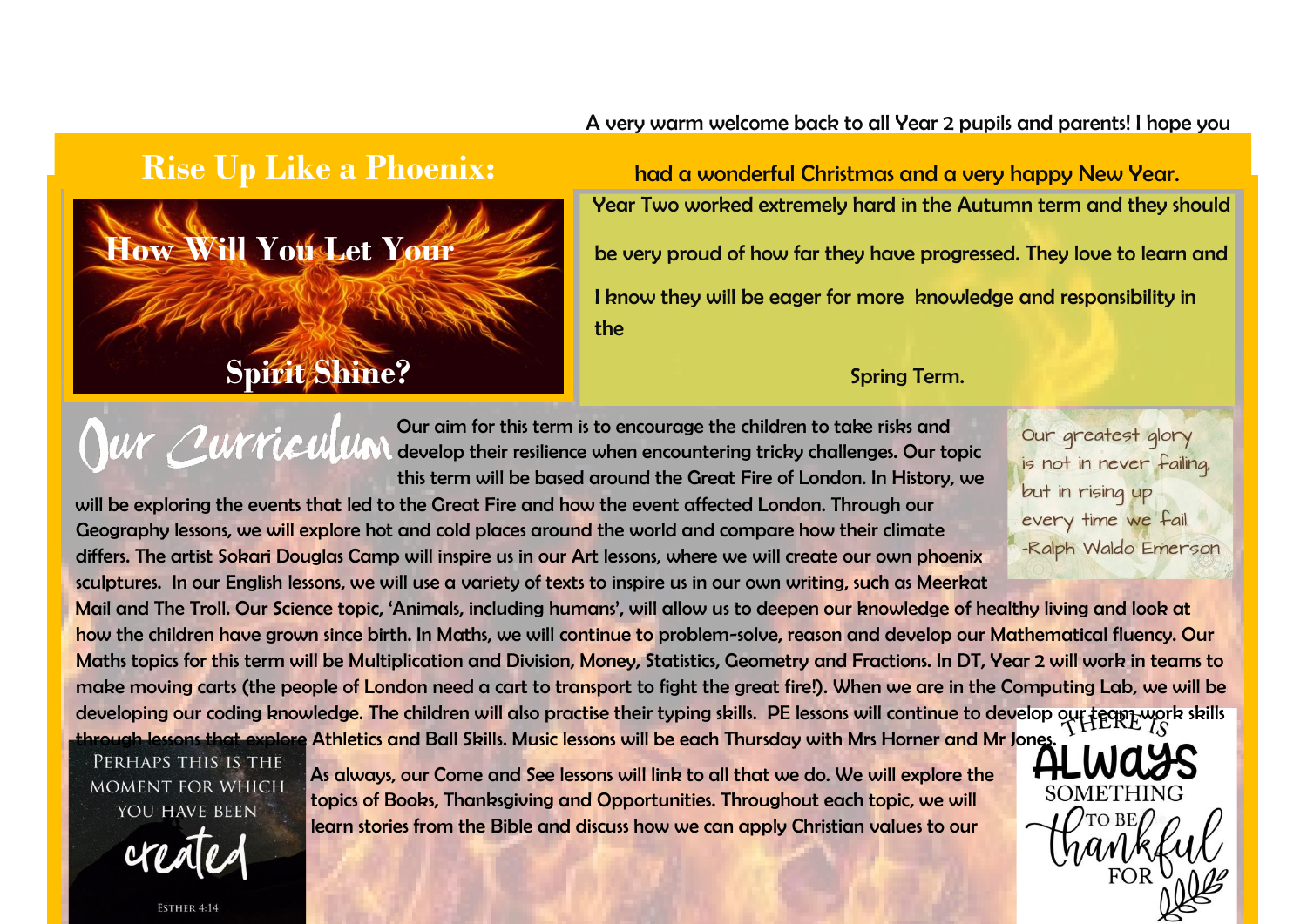# Rise Up Like a Phoenix:

## How Will You Let Your Spirit Shine?

A very warm welcome back to all Year 2 pupils and parents! I hope you had a wonderful Christmas and a very happy New Year.

Year Two worked extremely hard in the Autumn term and they should be very proud of how far they have progressed. They love to learn and I know they will be eager for more knowledge and responsibility in the Spring Term.

## Our Curriculum

Our aim for this term is to encourage the children to take risks and develop their resilience when encountering tricky challenges. Our topic this term will be based around the Great Fire of London. In History, we will be exploring the events that led to the Great Fire and how the event affected London. Through our Geography lessons, we will explore hot and cold places around the world and compare how their climate differs. The artist Sokari Douglas Camp will inspire us in our Art lessons, where we will create our own phoenix sculptures. In our English lessons, we will use a variety of texts to inspire us in our own writing, such as Meerkat Mail and The Troll. Our Science topic, 'Animals, including humans', will allow us to deepen our knowledge of healthy living and look at how the children have grown since birth. In Maths, we will continue to problem-solve, reason and develop our Mathematical fluency. Our Maths topics for this term will be Multiplication and Division, Money, Statistics, Geometry and Fractions. In DT, Year 2 will work in teams to make moving carts (the people of London need a cart to transport to fight the great fire!). When we are in the Computing Lab, we will be developing our coding knowledge. The children will also practise their typing skills. PE lessons will continue to develop our team work skills through lessons that explore Athletics and Ball Skills. Music lessons will be each Thursday with Mrs Horner and Mr Jones.

> Our greatest glory is not in never failing, but in rising up every time we fail.
> -Ralph Waldo Emerson

> Perhaps this is the moment for which you have been created
> Esther 4:14

As always, our Come and See lessons will link to all that we do. We will explore the topics of Books, Thanksgiving and Opportunities. Throughout each topic, we will learn stories from the Bible and discuss how we can apply Christian values to our

> There is always something to be thankful for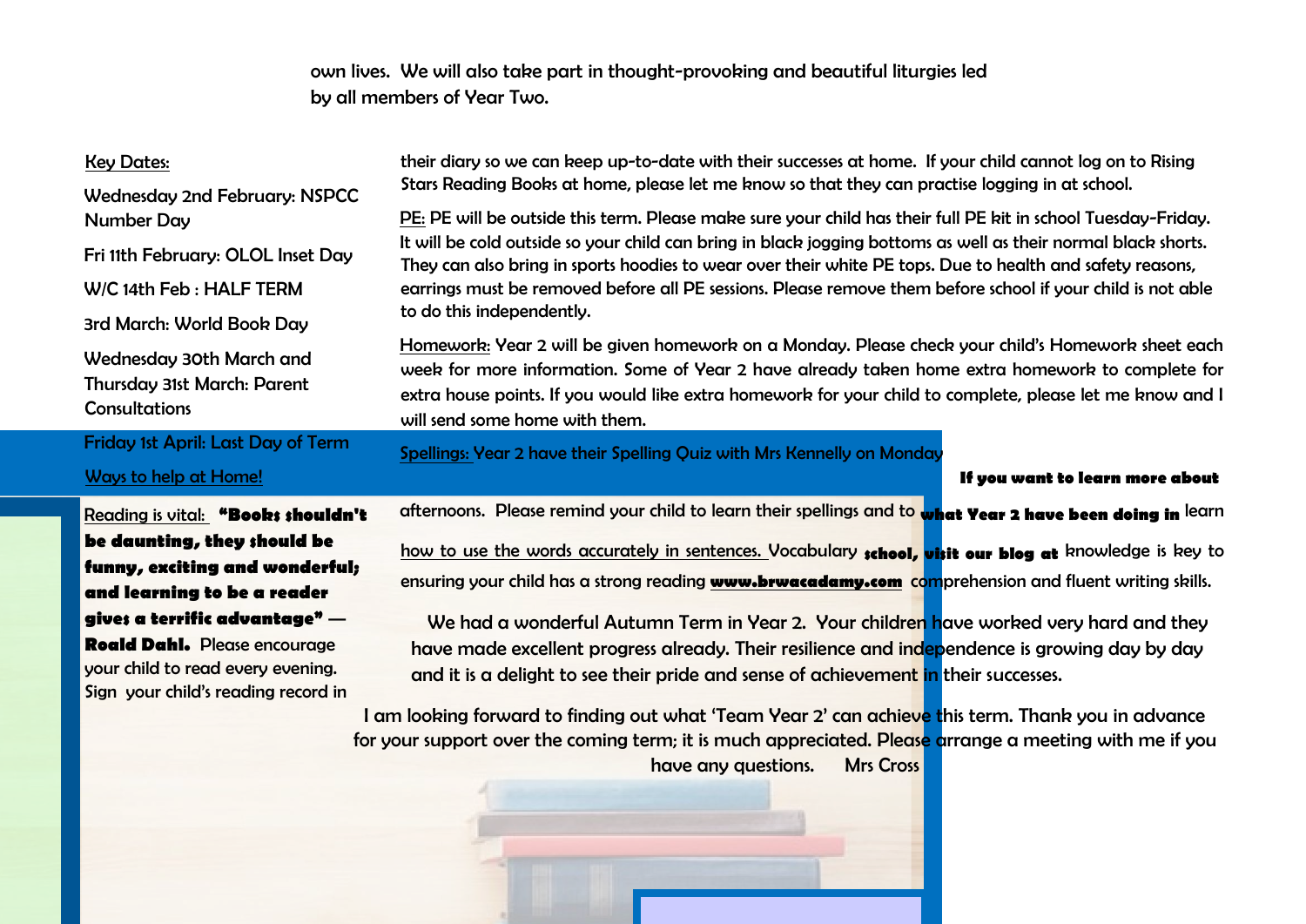own lives. We will also take part in thought-provoking and beautiful liturgies led by all members of Year Two.

Key Dates:

Wednesday 2nd February: NSPCC Number Day

Fri 11th February: OLOL Inset Day

W/C 14th Feb : HALF TERM

3rd March: World Book Day

Wednesday 30th March and Thursday 31st March: Parent Consultations

Friday 1st April: Last Day of Term

Ways to help at Home!

Reading is vital: **"Books shouldn't be daunting, they should be funny, exciting and wonderful; and learning to be a reader gives a terrific advantage" — Roald Dahl.** Please encourage your child to read every evening. Sign your child's reading record in their diary so we can keep up-to-date with their successes at home. If your child cannot log on to Rising Stars Reading Books at home, please let me know so that they can practise logging in at school.

PE: PE will be outside this term. Please make sure your child has their full PE kit in school Tuesday-Friday. It will be cold outside so your child can bring in black jogging bottoms as well as their normal black shorts. They can also bring in sports hoodies to wear over their white PE tops. Due to health and safety reasons, earrings must be removed before all PE sessions. Please remove them before school if your child is not able to do this independently.

Homework: Year 2 will be given homework on a Monday. Please check your child's Homework sheet each week for more information. Some of Year 2 have already taken home extra homework to complete for extra house points. If you would like extra homework for your child to complete, please let me know and I will send some home with them.

Spellings: Year 2 have their Spelling Quiz with Mrs Kennelly on Monday afternoons. Please remind your child to learn their spellings and to learn how to use the words accurately in sentences. Vocabulary knowledge is key to ensuring your child has a strong reading comprehension and fluent writing skills.

**If you want to learn more about what Year 2 have been doing in school, visit our blog at www.brwacadamy.com**

We had a wonderful Autumn Term in Year 2. Your children have worked very hard and they have made excellent progress already. Their resilience and independence is growing day by day and it is a delight to see their pride and sense of achievement in their successes.

I am looking forward to finding out what 'Team Year 2' can achieve this term. Thank you in advance for your support over the coming term; it is much appreciated. Please arrange a meeting with me if you have any questions. Mrs Cross